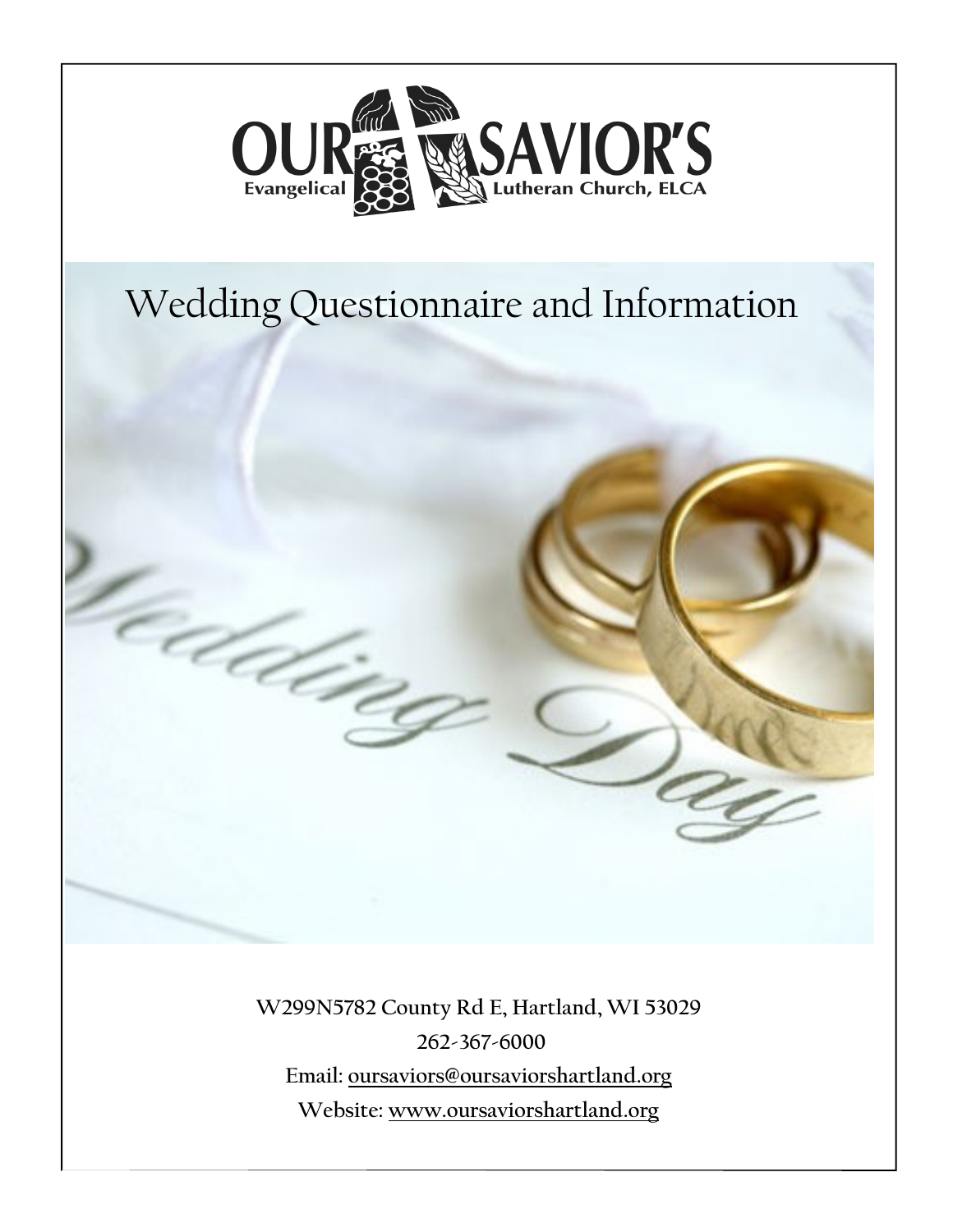OUR SAVIOR'S
Evangelical Lutheran Church, ELCA

# Wedding Questionnaire and Information

W299N5782 County Rd E, Hartland, WI 53029

262-367-6000

Email: oursaviors@oursaviorshartland.org

Website: www.oursaviorshartland.org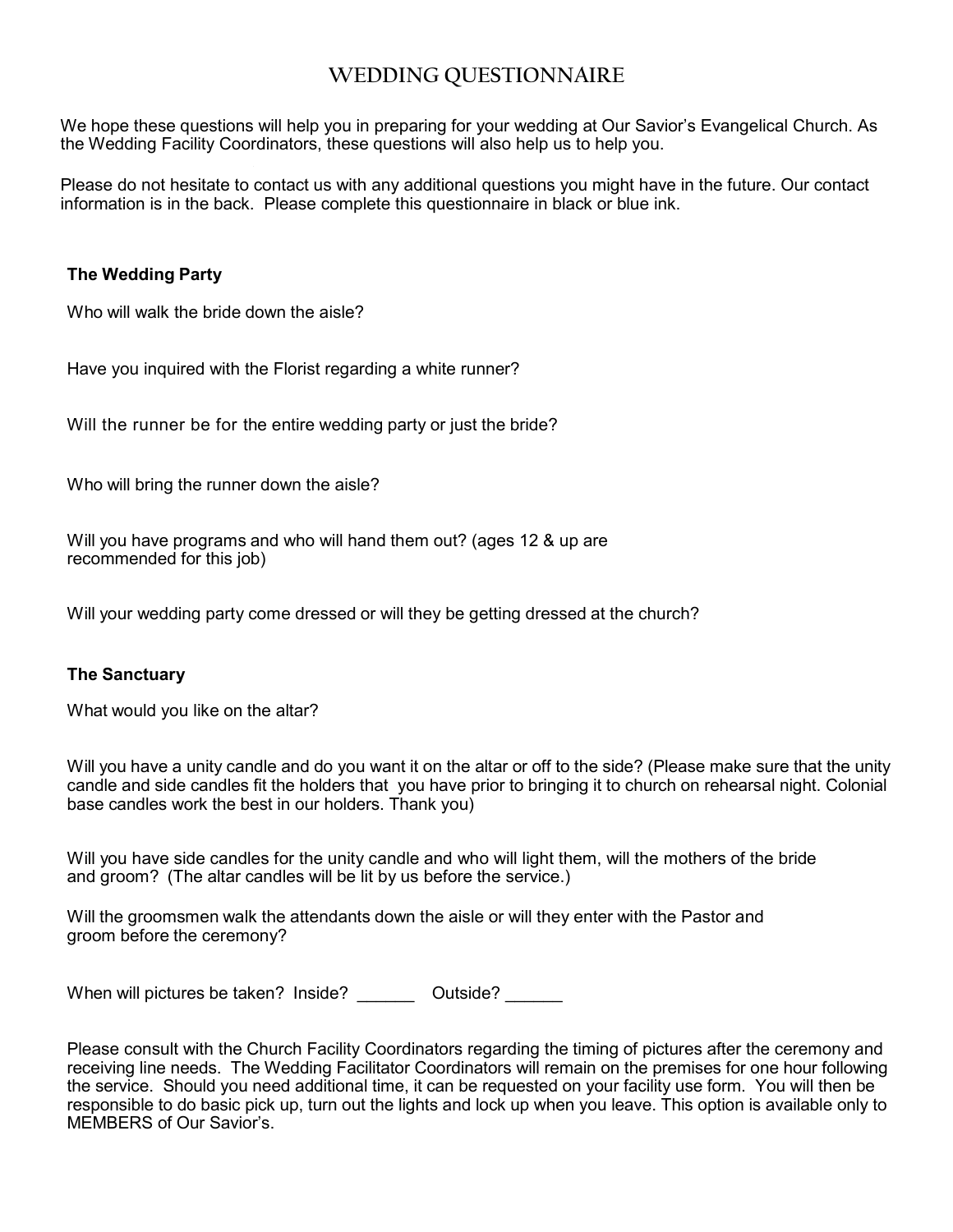# WEDDING QUESTIONNAIRE

We hope these questions will help you in preparing for your wedding at Our Savior's Evangelical Church. As the Wedding Facility Coordinators, these questions will also help us to help you.

Please do not hesitate to contact us with any additional questions you might have in the future. Our contact information is in the back. Please complete this questionnaire in black or blue ink.

**The Wedding Party**

Who will walk the bride down the aisle?

Have you inquired with the Florist regarding a white runner?

Will the runner be for the entire wedding party or just the bride?

Who will bring the runner down the aisle?

Will you have programs and who will hand them out? (ages 12 & up are recommended for this job)

Will your wedding party come dressed or will they be getting dressed at the church?

**The Sanctuary**

What would you like on the altar?

Will you have a unity candle and do you want it on the altar or off to the side? (Please make sure that the unity candle and side candles fit the holders that you have prior to bringing it to church on rehearsal night. Colonial base candles work the best in our holders. Thank you)

Will you have side candles for the unity candle and who will light them, will the mothers of the bride and groom? (The altar candles will be lit by us before the service.)

Will the groomsmen walk the attendants down the aisle or will they enter with the Pastor and groom before the ceremony?

When will pictures be taken? Inside? ______ Outside? ______

Please consult with the Church Facility Coordinators regarding the timing of pictures after the ceremony and receiving line needs. The Wedding Facilitator Coordinators will remain on the premises for one hour following the service. Should you need additional time, it can be requested on your facility use form. You will then be responsible to do basic pick up, turn out the lights and lock up when you leave. This option is available only to MEMBERS of Our Savior's.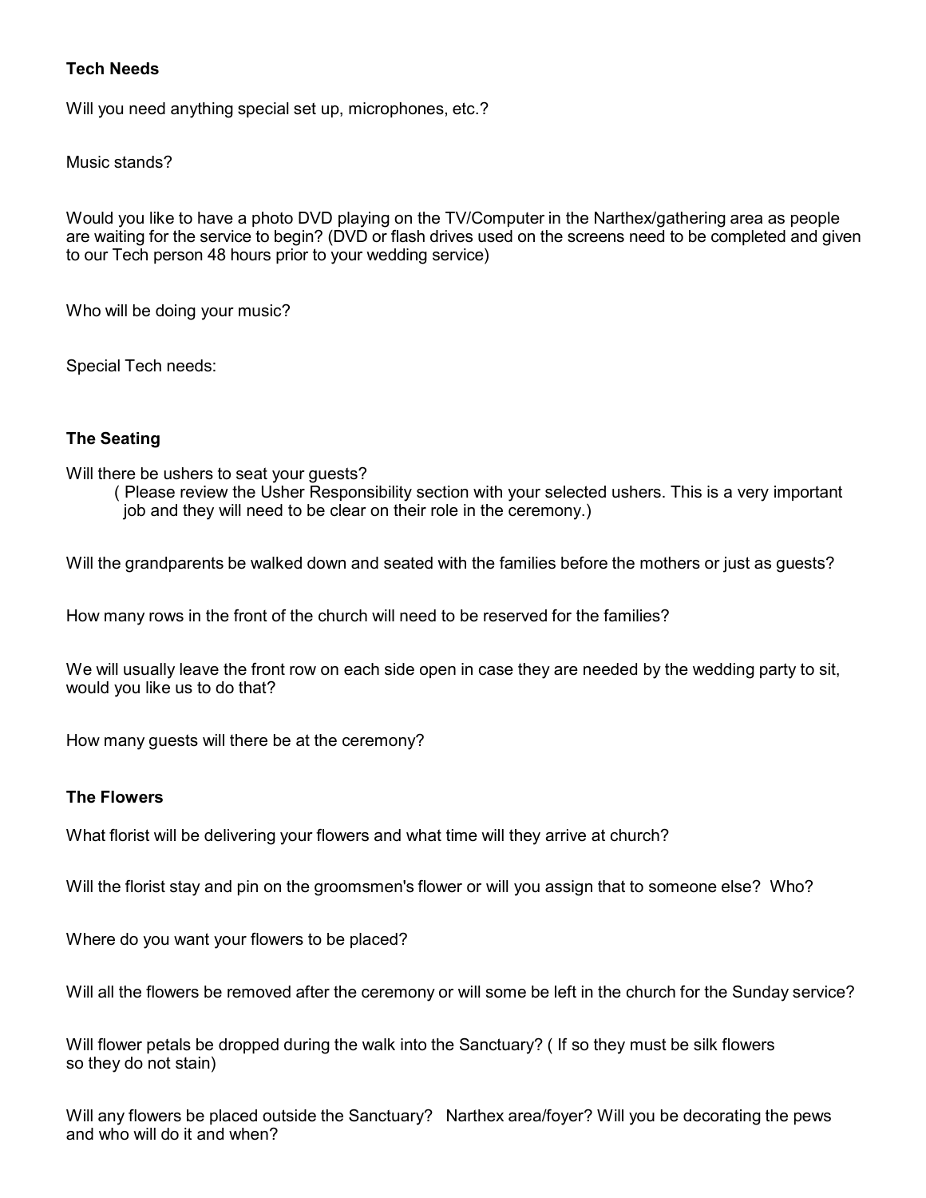### Tech Needs

Will you need anything special set up, microphones, etc.?

Music stands?

Would you like to have a photo DVD playing on the TV/Computer in the Narthex/gathering area as people are waiting for the service to begin? (DVD or flash drives used on the screens need to be completed and given to our Tech person 48 hours prior to your wedding service)

Who will be doing your music?

Special Tech needs:

### The Seating

Will there be ushers to seat your guests?

( Please review the Usher Responsibility section with your selected ushers. This is a very important job and they will need to be clear on their role in the ceremony.)

Will the grandparents be walked down and seated with the families before the mothers or just as guests?

How many rows in the front of the church will need to be reserved for the families?

We will usually leave the front row on each side open in case they are needed by the wedding party to sit, would you like us to do that?

How many guests will there be at the ceremony?

### The Flowers

What florist will be delivering your flowers and what time will they arrive at church?

Will the florist stay and pin on the groomsmen's flower or will you assign that to someone else? Who?

Where do you want your flowers to be placed?

Will all the flowers be removed after the ceremony or will some be left in the church for the Sunday service?

Will flower petals be dropped during the walk into the Sanctuary? ( If so they must be silk flowers so they do not stain)

Will any flowers be placed outside the Sanctuary? Narthex area/foyer? Will you be decorating the pews and who will do it and when?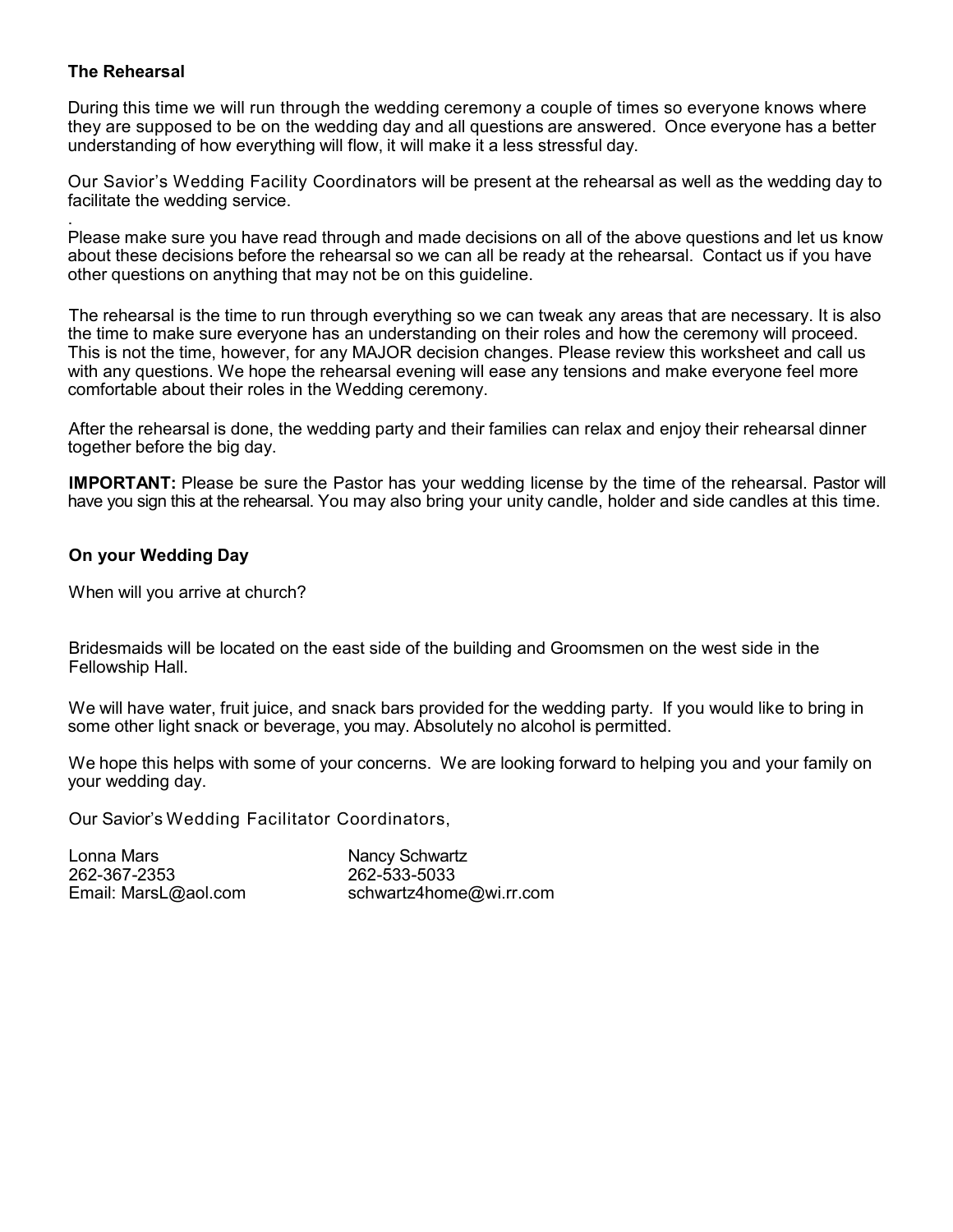**The Rehearsal**

During this time we will run through the wedding ceremony a couple of times so everyone knows where they are supposed to be on the wedding day and all questions are answered. Once everyone has a better understanding of how everything will flow, it will make it a less stressful day.

Our Savior's Wedding Facility Coordinators will be present at the rehearsal as well as the wedding day to facilitate the wedding service.

.
Please make sure you have read through and made decisions on all of the above questions and let us know about these decisions before the rehearsal so we can all be ready at the rehearsal. Contact us if you have other questions on anything that may not be on this guideline.

The rehearsal is the time to run through everything so we can tweak any areas that are necessary. It is also the time to make sure everyone has an understanding on their roles and how the ceremony will proceed. This is not the time, however, for any MAJOR decision changes. Please review this worksheet and call us with any questions. We hope the rehearsal evening will ease any tensions and make everyone feel more comfortable about their roles in the Wedding ceremony.

After the rehearsal is done, the wedding party and their families can relax and enjoy their rehearsal dinner together before the big day.

**IMPORTANT:** Please be sure the Pastor has your wedding license by the time of the rehearsal. Pastor will have you sign this at the rehearsal. You may also bring your unity candle, holder and side candles at this time.

**On your Wedding Day**

When will you arrive at church?

Bridesmaids will be located on the east side of the building and Groomsmen on the west side in the Fellowship Hall.

We will have water, fruit juice, and snack bars provided for the wedding party. If you would like to bring in some other light snack or beverage, you may. Absolutely no alcohol is permitted.

We hope this helps with some of your concerns. We are looking forward to helping you and your family on your wedding day.

Our Savior's Wedding Facilitator Coordinators,

Lonna Mars
262-367-2353
Email: MarsL@aol.com

Nancy Schwartz
262-533-5033
schwartz4home@wi.rr.com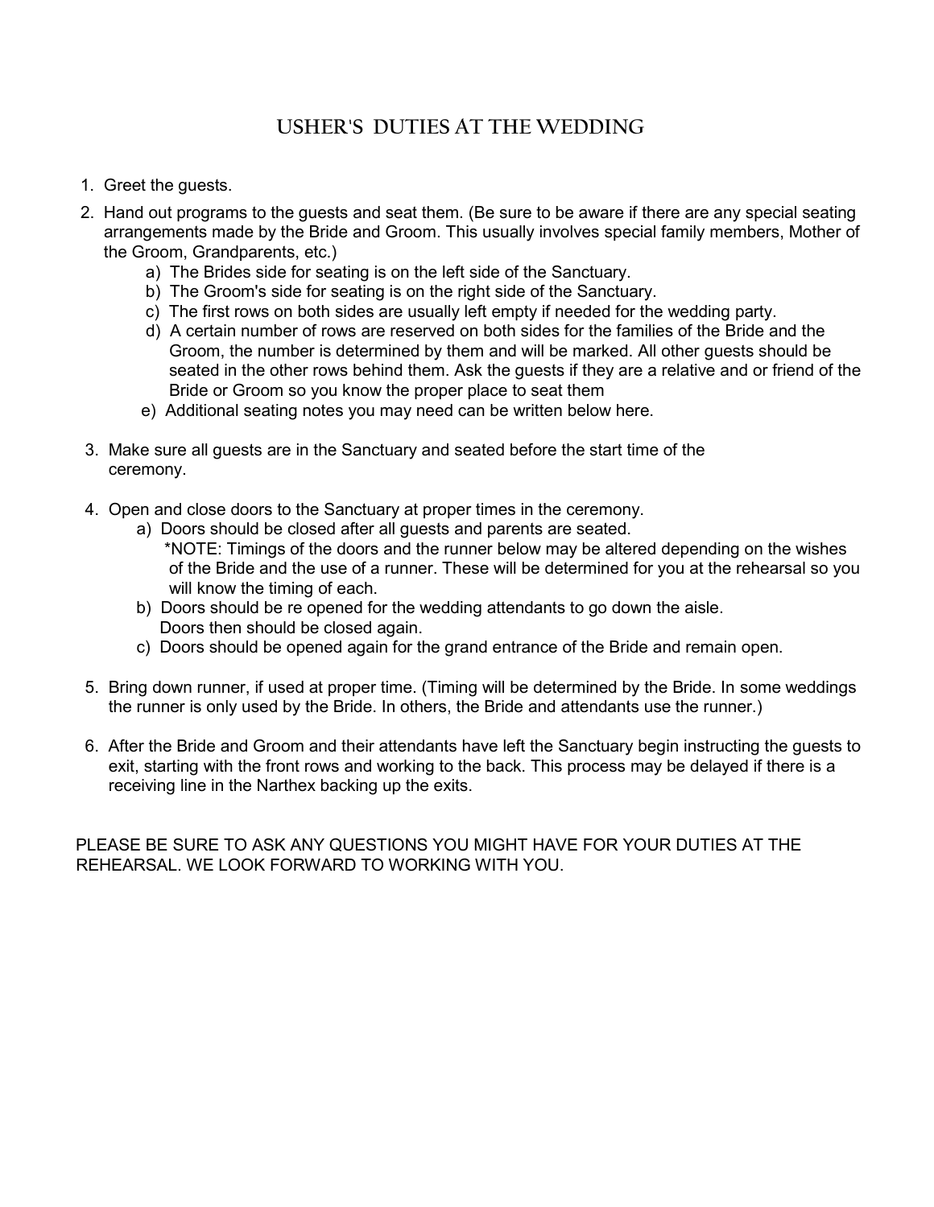## USHER'S DUTIES AT THE WEDDING

1. Greet the guests.
2. Hand out programs to the guests and seat them. (Be sure to be aware if there are any special seating arrangements made by the Bride and Groom. This usually involves special family members, Mother of the Groom, Grandparents, etc.)
   a) The Brides side for seating is on the left side of the Sanctuary.
   b) The Groom's side for seating is on the right side of the Sanctuary.
   c) The first rows on both sides are usually left empty if needed for the wedding party.
   d) A certain number of rows are reserved on both sides for the families of the Bride and the Groom, the number is determined by them and will be marked. All other guests should be seated in the other rows behind them. Ask the guests if they are a relative and or friend of the Bride or Groom so you know the proper place to seat them
   e) Additional seating notes you may need can be written below here.
3. Make sure all guests are in the Sanctuary and seated before the start time of the ceremony.
4. Open and close doors to the Sanctuary at proper times in the ceremony.
   a) Doors should be closed after all guests and parents are seated.
      *NOTE: Timings of the doors and the runner below may be altered depending on the wishes of the Bride and the use of a runner. These will be determined for you at the rehearsal so you will know the timing of each.
   b) Doors should be re opened for the wedding attendants to go down the aisle. Doors then should be closed again.
   c) Doors should be opened again for the grand entrance of the Bride and remain open.
5. Bring down runner, if used at proper time. (Timing will be determined by the Bride. In some weddings the runner is only used by the Bride. In others, the Bride and attendants use the runner.)
6. After the Bride and Groom and their attendants have left the Sanctuary begin instructing the guests to exit, starting with the front rows and working to the back. This process may be delayed if there is a receiving line in the Narthex backing up the exits.

PLEASE BE SURE TO ASK ANY QUESTIONS YOU MIGHT HAVE FOR YOUR DUTIES AT THE REHEARSAL. WE LOOK FORWARD TO WORKING WITH YOU.